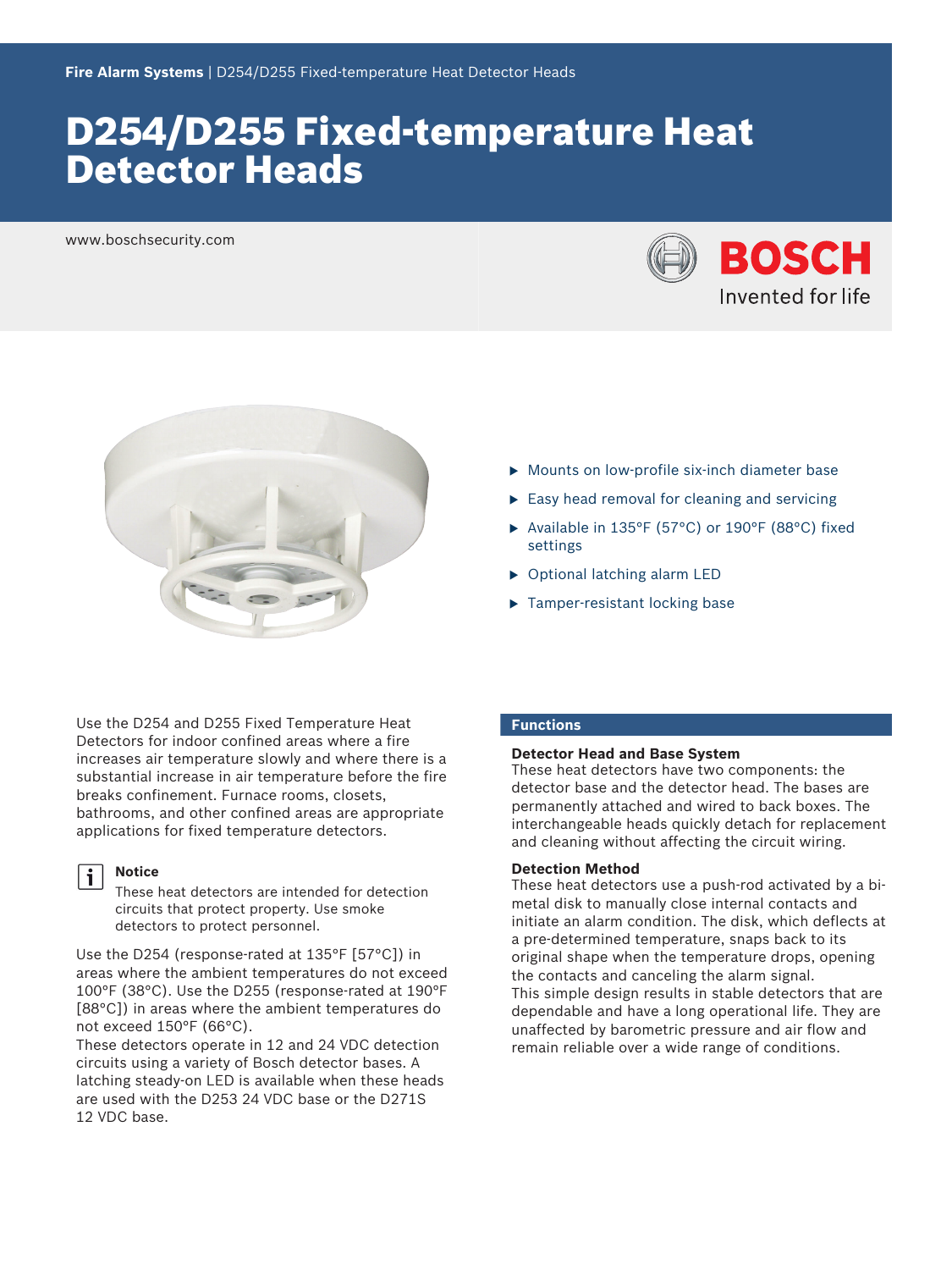**Fire Alarm Systems** | D254/D255 Fixed-temperature Heat Detector Heads

# D254/D255 Fixed-temperature Heat Detector Heads

www.boschsecurity.com

- Mounts on low-profile six-inch diameter base
- Easy head removal for cleaning and servicing
- Available in 135°F (57°C) or 190°F (88°C) fixed settings
- Optional latching alarm LED
- Tamper-resistant locking base

Use the D254 and D255 Fixed Temperature Heat Detectors for indoor confined areas where a fire increases air temperature slowly and where there is a substantial increase in air temperature before the fire breaks confinement. Furnace rooms, closets, bathrooms, and other confined areas are appropriate applications for fixed temperature detectors.

> **Notice**
> These heat detectors are intended for detection circuits that protect property. Use smoke detectors to protect personnel.

Use the D254 (response-rated at 135°F [57°C]) in areas where the ambient temperatures do not exceed 100°F (38°C). Use the D255 (response-rated at 190°F [88°C]) in areas where the ambient temperatures do not exceed 150°F (66°C).
These detectors operate in 12 and 24 VDC detection circuits using a variety of Bosch detector bases. A latching steady-on LED is available when these heads are used with the D253 24 VDC base or the D271S 12 VDC base.

## Functions

### Detector Head and Base System

These heat detectors have two components: the detector base and the detector head. The bases are permanently attached and wired to back boxes. The interchangeable heads quickly detach for replacement and cleaning without affecting the circuit wiring.

### Detection Method

These heat detectors use a push-rod activated by a bi-metal disk to manually close internal contacts and initiate an alarm condition. The disk, which deflects at a pre-determined temperature, snaps back to its original shape when the temperature drops, opening the contacts and canceling the alarm signal.
This simple design results in stable detectors that are dependable and have a long operational life. They are unaffected by barometric pressure and air flow and remain reliable over a wide range of conditions.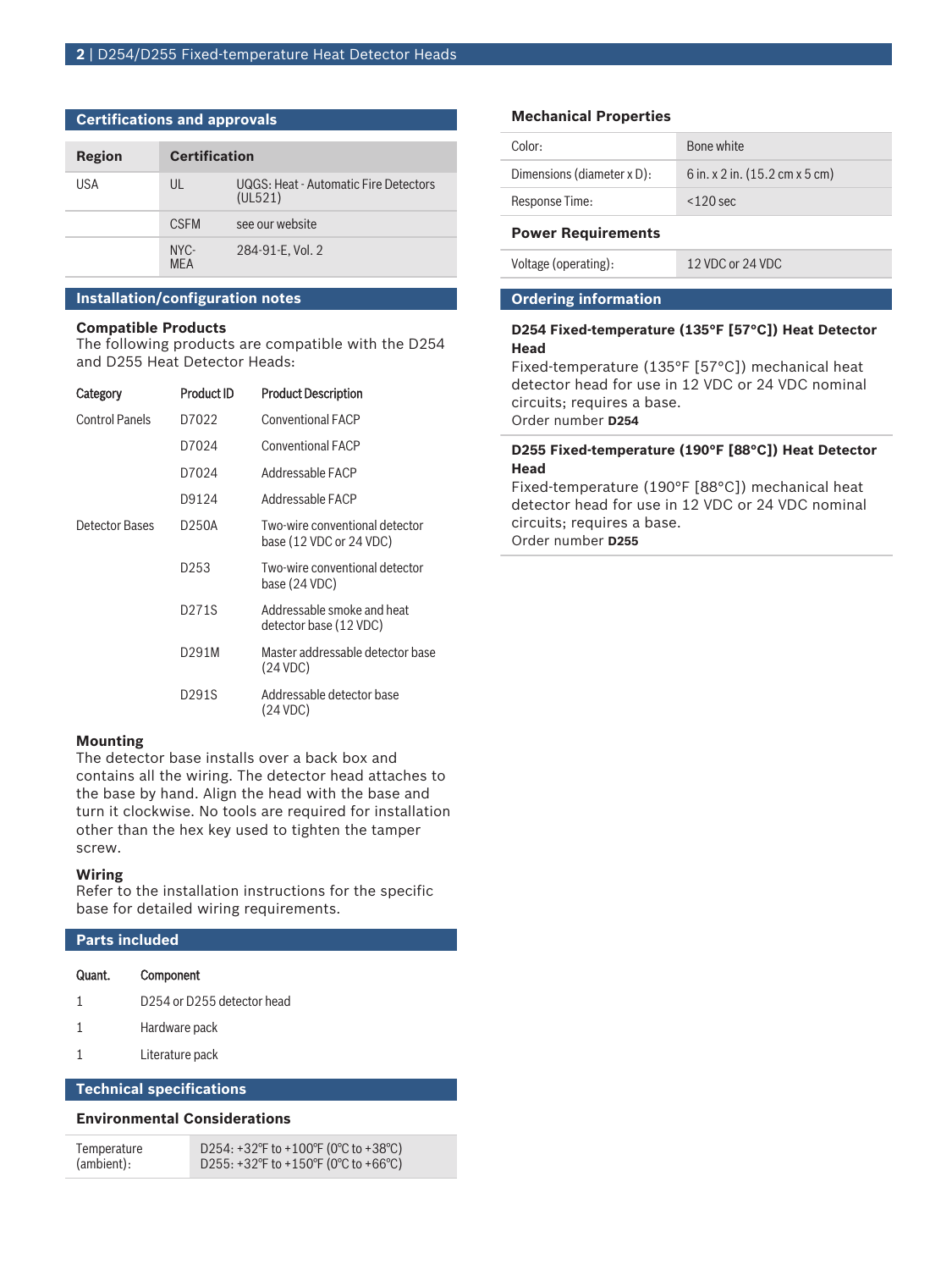## Certifications and approvals

| Region | Certification | |
|---|---|---|
| USA | UL | UQGS: Heat - Automatic Fire Detectors (UL521) |
| | CSFM | see our website |
| | NYC-MEA | 284-91-E, Vol. 2 |

## Installation/configuration notes

### Compatible Products

The following products are compatible with the D254 and D255 Heat Detector Heads:

| Category | Product ID | Product Description |
|---|---|---|
| Control Panels | D7022 | Conventional FACP |
| | D7024 | Conventional FACP |
| | D7024 | Addressable FACP |
| | D9124 | Addressable FACP |
| Detector Bases | D250A | Two-wire conventional detector base (12 VDC or 24 VDC) |
| | D253 | Two-wire conventional detector base (24 VDC) |
| | D271S | Addressable smoke and heat detector base (12 VDC) |
| | D291M | Master addressable detector base (24 VDC) |
| | D291S | Addressable detector base (24 VDC) |

### Mounting

The detector base installs over a back box and contains all the wiring. The detector head attaches to the base by hand. Align the head with the base and turn it clockwise. No tools are required for installation other than the hex key used to tighten the tamper screw.

### Wiring

Refer to the installation instructions for the specific base for detailed wiring requirements.

## Parts included

| Quant. | Component |
|---|---|
| 1 | D254 or D255 detector head |
| 1 | Hardware pack |
| 1 | Literature pack |

## Technical specifications

### Environmental Considerations

| | |
|---|---|
| Temperature (ambient): | D254: +32°F to +100°F (0°C to +38°C)<br>D255: +32°F to +150°F (0°C to +66°C) |

### Mechanical Properties

| | |
|---|---|
| Color: | Bone white |
| Dimensions (diameter x D): | 6 in. x 2 in. (15.2 cm x 5 cm) |
| Response Time: | <120 sec |

### Power Requirements

| | |
|---|---|
| Voltage (operating): | 12 VDC or 24 VDC |

## Ordering information

**D254 Fixed-temperature (135°F [57°C]) Heat Detector Head**

Fixed-temperature (135°F [57°C]) mechanical heat detector head for use in 12 VDC or 24 VDC nominal circuits; requires a base.

Order number **D254**

**D255 Fixed-temperature (190°F [88°C]) Heat Detector Head**

Fixed-temperature (190°F [88°C]) mechanical heat detector head for use in 12 VDC or 24 VDC nominal circuits; requires a base.

Order number **D255**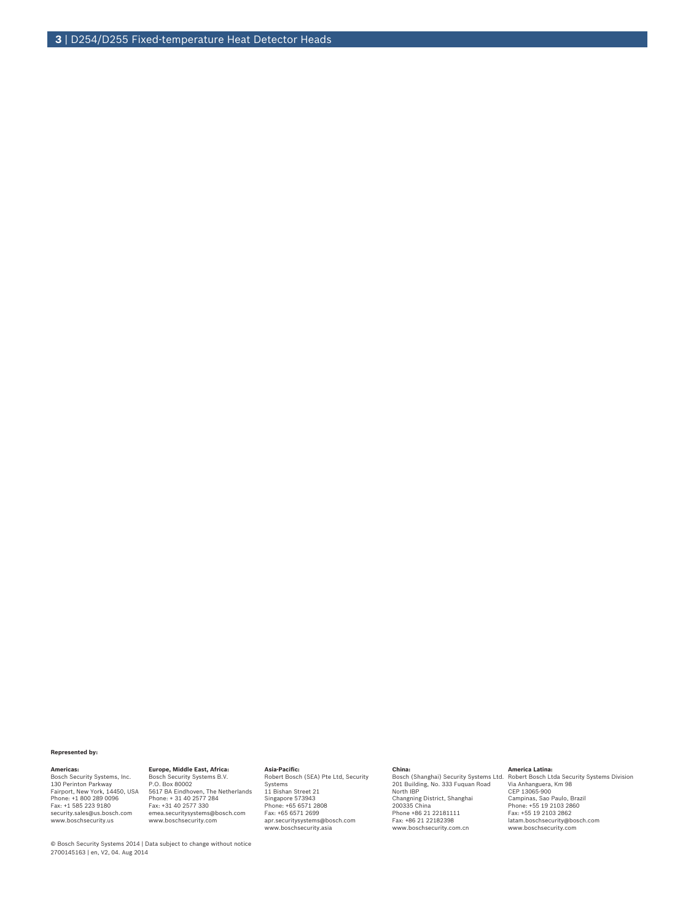**Represented by:**

**Americas:**
Bosch Security Systems, Inc.
130 Perinton Parkway
Fairport, New York, 14450, USA
Phone: +1 800 289 0096
Fax: +1 585 223 9180
security.sales@us.bosch.com
www.boschsecurity.us

**Europe, Middle East, Africa:**
Bosch Security Systems B.V.
P.O. Box 80002
5617 BA Eindhoven, The Netherlands
Phone: + 31 40 2577 284
Fax: +31 40 2577 330
emea.securitysystems@bosch.com
www.boschsecurity.com

**Asia-Pacific:**
Robert Bosch (SEA) Pte Ltd, Security Systems
11 Bishan Street 21
Singapore 573943
Phone: +65 6571 2808
Fax: +65 6571 2699
apr.securitysystems@bosch.com
www.boschsecurity.asia

**China:**
Bosch (Shanghai) Security Systems Ltd.
201 Building, No. 333 Fuquan Road
North IBP
Changning District, Shanghai
200335 China
Phone +86 21 22181111
Fax: +86 21 22182398
www.boschsecurity.com.cn

**America Latina:**
Robert Bosch Ltda Security Systems Division
Via Anhanguera, Km 98
CEP 13065-900
Campinas, Sao Paulo, Brazil
Phone: +55 19 2103 2860
Fax: +55 19 2103 2862
latam.boschsecurity@bosch.com
www.boschsecurity.com

© Bosch Security Systems 2014 | Data subject to change without notice
2700145163 | en, V2, 04. Aug 2014